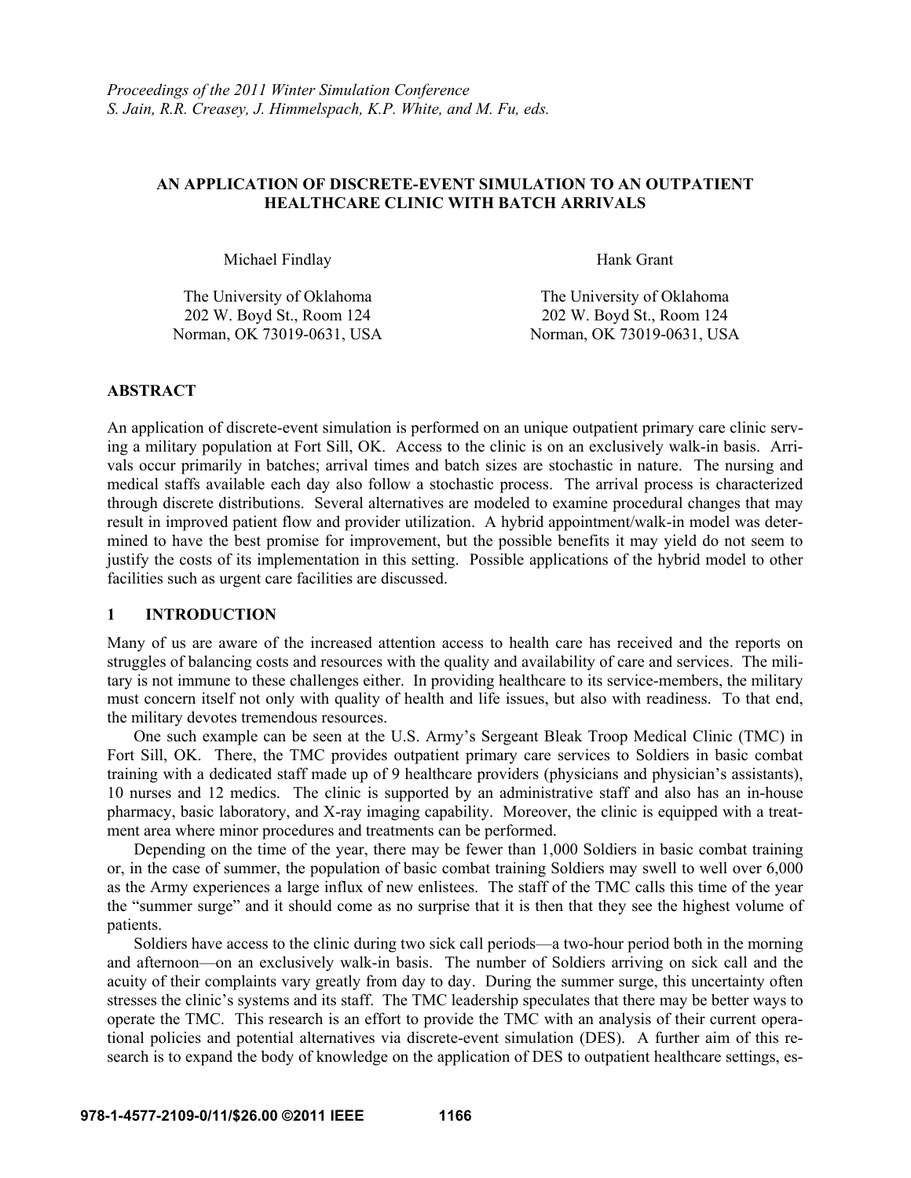*Proceedings of the 2011 Winter Simulation Conference*
*S. Jain, R.R. Creasey, J. Himmelspach, K.P. White, and M. Fu, eds.*

# AN APPLICATION OF DISCRETE-EVENT SIMULATION TO AN OUTPATIENT HEALTHCARE CLINIC WITH BATCH ARRIVALS

Michael Findlay

The University of Oklahoma
202 W. Boyd St., Room 124
Norman, OK 73019-0631, USA

Hank Grant

The University of Oklahoma
202 W. Boyd St., Room 124
Norman, OK 73019-0631, USA

## ABSTRACT

An application of discrete-event simulation is performed on an unique outpatient primary care clinic serving a military population at Fort Sill, OK. Access to the clinic is on an exclusively walk-in basis. Arrivals occur primarily in batches; arrival times and batch sizes are stochastic in nature. The nursing and medical staffs available each day also follow a stochastic process. The arrival process is characterized through discrete distributions. Several alternatives are modeled to examine procedural changes that may result in improved patient flow and provider utilization. A hybrid appointment/walk-in model was determined to have the best promise for improvement, but the possible benefits it may yield do not seem to justify the costs of its implementation in this setting. Possible applications of the hybrid model to other facilities such as urgent care facilities are discussed.

## 1 INTRODUCTION

Many of us are aware of the increased attention access to health care has received and the reports on struggles of balancing costs and resources with the quality and availability of care and services. The military is not immune to these challenges either. In providing healthcare to its service-members, the military must concern itself not only with quality of health and life issues, but also with readiness. To that end, the military devotes tremendous resources.

One such example can be seen at the U.S. Army's Sergeant Bleak Troop Medical Clinic (TMC) in Fort Sill, OK. There, the TMC provides outpatient primary care services to Soldiers in basic combat training with a dedicated staff made up of 9 healthcare providers (physicians and physician's assistants), 10 nurses and 12 medics. The clinic is supported by an administrative staff and also has an in-house pharmacy, basic laboratory, and X-ray imaging capability. Moreover, the clinic is equipped with a treatment area where minor procedures and treatments can be performed.

Depending on the time of the year, there may be fewer than 1,000 Soldiers in basic combat training or, in the case of summer, the population of basic combat training Soldiers may swell to well over 6,000 as the Army experiences a large influx of new enlistees. The staff of the TMC calls this time of the year the "summer surge" and it should come as no surprise that it is then that they see the highest volume of patients.

Soldiers have access to the clinic during two sick call periods—a two-hour period both in the morning and afternoon—on an exclusively walk-in basis. The number of Soldiers arriving on sick call and the acuity of their complaints vary greatly from day to day. During the summer surge, this uncertainty often stresses the clinic's systems and its staff. The TMC leadership speculates that there may be better ways to operate the TMC. This research is an effort to provide the TMC with an analysis of their current operational policies and potential alternatives via discrete-event simulation (DES). A further aim of this research is to expand the body of knowledge on the application of DES to outpatient healthcare settings, es-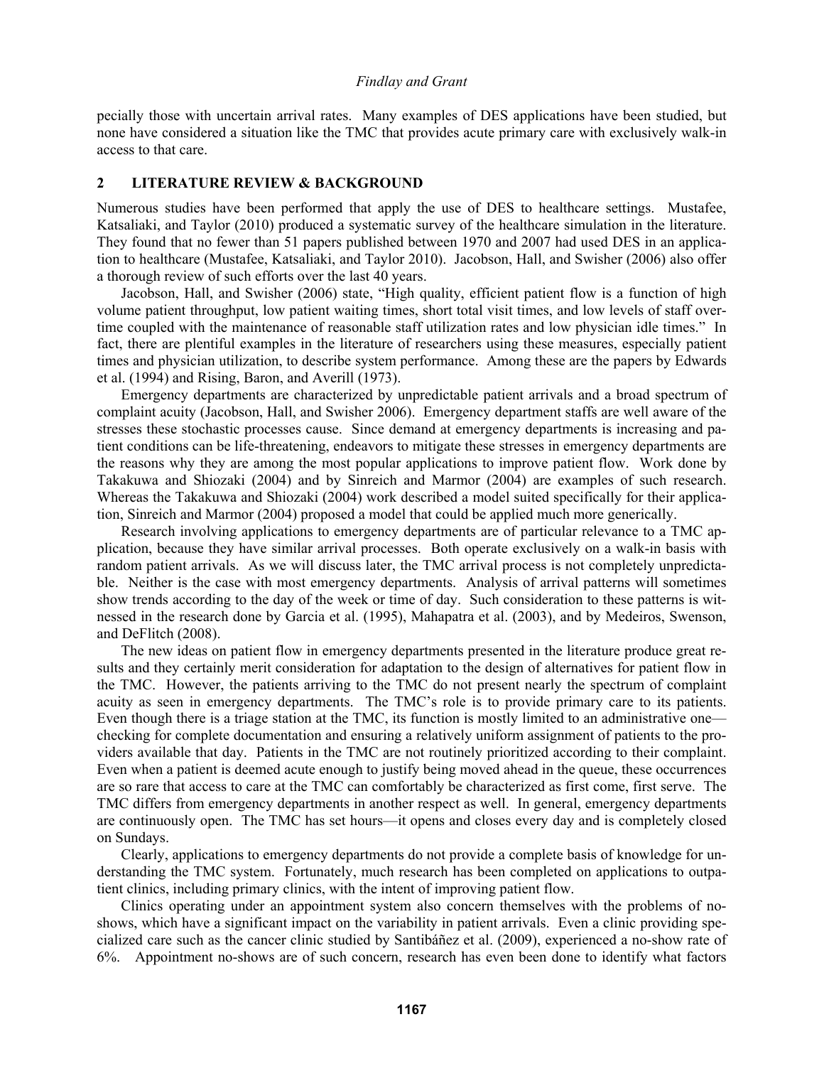pecially those with uncertain arrival rates. Many examples of DES applications have been studied, but none have considered a situation like the TMC that provides acute primary care with exclusively walk-in access to that care.

## 2 LITERATURE REVIEW & BACKGROUND

Numerous studies have been performed that apply the use of DES to healthcare settings. Mustafee, Katsaliaki, and Taylor (2010) produced a systematic survey of the healthcare simulation in the literature. They found that no fewer than 51 papers published between 1970 and 2007 had used DES in an application to healthcare (Mustafee, Katsaliaki, and Taylor 2010). Jacobson, Hall, and Swisher (2006) also offer a thorough review of such efforts over the last 40 years.

Jacobson, Hall, and Swisher (2006) state, "High quality, efficient patient flow is a function of high volume patient throughput, low patient waiting times, short total visit times, and low levels of staff overtime coupled with the maintenance of reasonable staff utilization rates and low physician idle times." In fact, there are plentiful examples in the literature of researchers using these measures, especially patient times and physician utilization, to describe system performance. Among these are the papers by Edwards et al. (1994) and Rising, Baron, and Averill (1973).

Emergency departments are characterized by unpredictable patient arrivals and a broad spectrum of complaint acuity (Jacobson, Hall, and Swisher 2006). Emergency department staffs are well aware of the stresses these stochastic processes cause. Since demand at emergency departments is increasing and patient conditions can be life-threatening, endeavors to mitigate these stresses in emergency departments are the reasons why they are among the most popular applications to improve patient flow. Work done by Takakuwa and Shiozaki (2004) and by Sinreich and Marmor (2004) are examples of such research. Whereas the Takakuwa and Shiozaki (2004) work described a model suited specifically for their application, Sinreich and Marmor (2004) proposed a model that could be applied much more generically.

Research involving applications to emergency departments are of particular relevance to a TMC application, because they have similar arrival processes. Both operate exclusively on a walk-in basis with random patient arrivals. As we will discuss later, the TMC arrival process is not completely unpredictable. Neither is the case with most emergency departments. Analysis of arrival patterns will sometimes show trends according to the day of the week or time of day. Such consideration to these patterns is witnessed in the research done by Garcia et al. (1995), Mahapatra et al. (2003), and by Medeiros, Swenson, and DeFlitch (2008).

The new ideas on patient flow in emergency departments presented in the literature produce great results and they certainly merit consideration for adaptation to the design of alternatives for patient flow in the TMC. However, the patients arriving to the TMC do not present nearly the spectrum of complaint acuity as seen in emergency departments. The TMC's role is to provide primary care to its patients. Even though there is a triage station at the TMC, its function is mostly limited to an administrative one—checking for complete documentation and ensuring a relatively uniform assignment of patients to the providers available that day. Patients in the TMC are not routinely prioritized according to their complaint. Even when a patient is deemed acute enough to justify being moved ahead in the queue, these occurrences are so rare that access to care at the TMC can comfortably be characterized as first come, first serve. The TMC differs from emergency departments in another respect as well. In general, emergency departments are continuously open. The TMC has set hours—it opens and closes every day and is completely closed on Sundays.

Clearly, applications to emergency departments do not provide a complete basis of knowledge for understanding the TMC system. Fortunately, much research has been completed on applications to outpatient clinics, including primary clinics, with the intent of improving patient flow.

Clinics operating under an appointment system also concern themselves with the problems of no-shows, which have a significant impact on the variability in patient arrivals. Even a clinic providing specialized care such as the cancer clinic studied by Santibáñez et al. (2009), experienced a no-show rate of 6%. Appointment no-shows are of such concern, research has even been done to identify what factors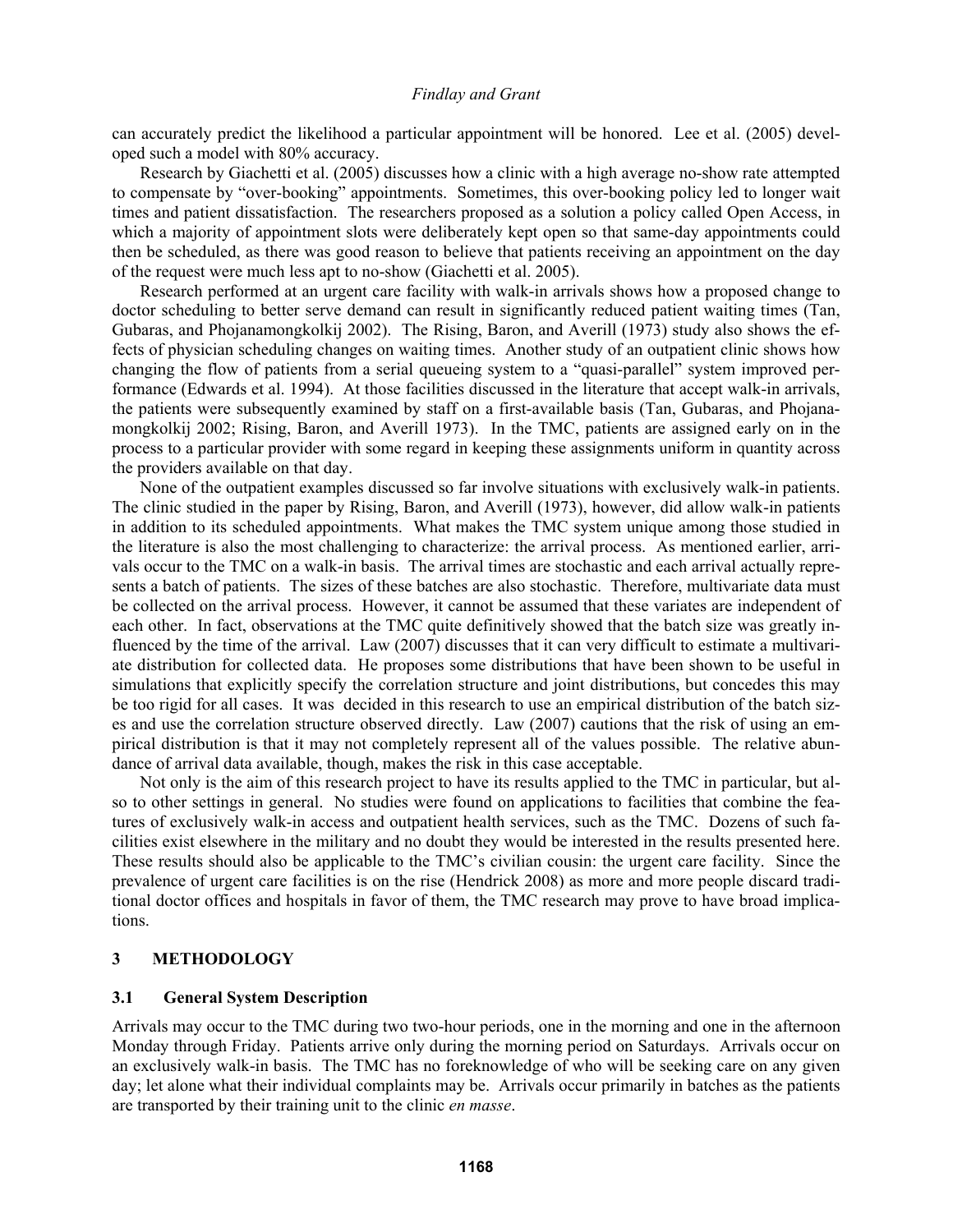can accurately predict the likelihood a particular appointment will be honored. Lee et al. (2005) developed such a model with 80% accuracy.

Research by Giachetti et al. (2005) discusses how a clinic with a high average no-show rate attempted to compensate by "over-booking" appointments. Sometimes, this over-booking policy led to longer wait times and patient dissatisfaction. The researchers proposed as a solution a policy called Open Access, in which a majority of appointment slots were deliberately kept open so that same-day appointments could then be scheduled, as there was good reason to believe that patients receiving an appointment on the day of the request were much less apt to no-show (Giachetti et al. 2005).

Research performed at an urgent care facility with walk-in arrivals shows how a proposed change to doctor scheduling to better serve demand can result in significantly reduced patient waiting times (Tan, Gubaras, and Phojanamongkolkij 2002). The Rising, Baron, and Averill (1973) study also shows the effects of physician scheduling changes on waiting times. Another study of an outpatient clinic shows how changing the flow of patients from a serial queueing system to a "quasi-parallel" system improved performance (Edwards et al. 1994). At those facilities discussed in the literature that accept walk-in arrivals, the patients were subsequently examined by staff on a first-available basis (Tan, Gubaras, and Phojanamongkolkij 2002; Rising, Baron, and Averill 1973). In the TMC, patients are assigned early on in the process to a particular provider with some regard in keeping these assignments uniform in quantity across the providers available on that day.

None of the outpatient examples discussed so far involve situations with exclusively walk-in patients. The clinic studied in the paper by Rising, Baron, and Averill (1973), however, did allow walk-in patients in addition to its scheduled appointments. What makes the TMC system unique among those studied in the literature is also the most challenging to characterize: the arrival process. As mentioned earlier, arrivals occur to the TMC on a walk-in basis. The arrival times are stochastic and each arrival actually represents a batch of patients. The sizes of these batches are also stochastic. Therefore, multivariate data must be collected on the arrival process. However, it cannot be assumed that these variates are independent of each other. In fact, observations at the TMC quite definitively showed that the batch size was greatly influenced by the time of the arrival. Law (2007) discusses that it can very difficult to estimate a multivariate distribution for collected data. He proposes some distributions that have been shown to be useful in simulations that explicitly specify the correlation structure and joint distributions, but concedes this may be too rigid for all cases. It was decided in this research to use an empirical distribution of the batch sizes and use the correlation structure observed directly. Law (2007) cautions that the risk of using an empirical distribution is that it may not completely represent all of the values possible. The relative abundance of arrival data available, though, makes the risk in this case acceptable.

Not only is the aim of this research project to have its results applied to the TMC in particular, but also to other settings in general. No studies were found on applications to facilities that combine the features of exclusively walk-in access and outpatient health services, such as the TMC. Dozens of such facilities exist elsewhere in the military and no doubt they would be interested in the results presented here. These results should also be applicable to the TMC's civilian cousin: the urgent care facility. Since the prevalence of urgent care facilities is on the rise (Hendrick 2008) as more and more people discard traditional doctor offices and hospitals in favor of them, the TMC research may prove to have broad implications.

## 3 METHODOLOGY

### 3.1 General System Description

Arrivals may occur to the TMC during two two-hour periods, one in the morning and one in the afternoon Monday through Friday. Patients arrive only during the morning period on Saturdays. Arrivals occur on an exclusively walk-in basis. The TMC has no foreknowledge of who will be seeking care on any given day; let alone what their individual complaints may be. Arrivals occur primarily in batches as the patients are transported by their training unit to the clinic *en masse*.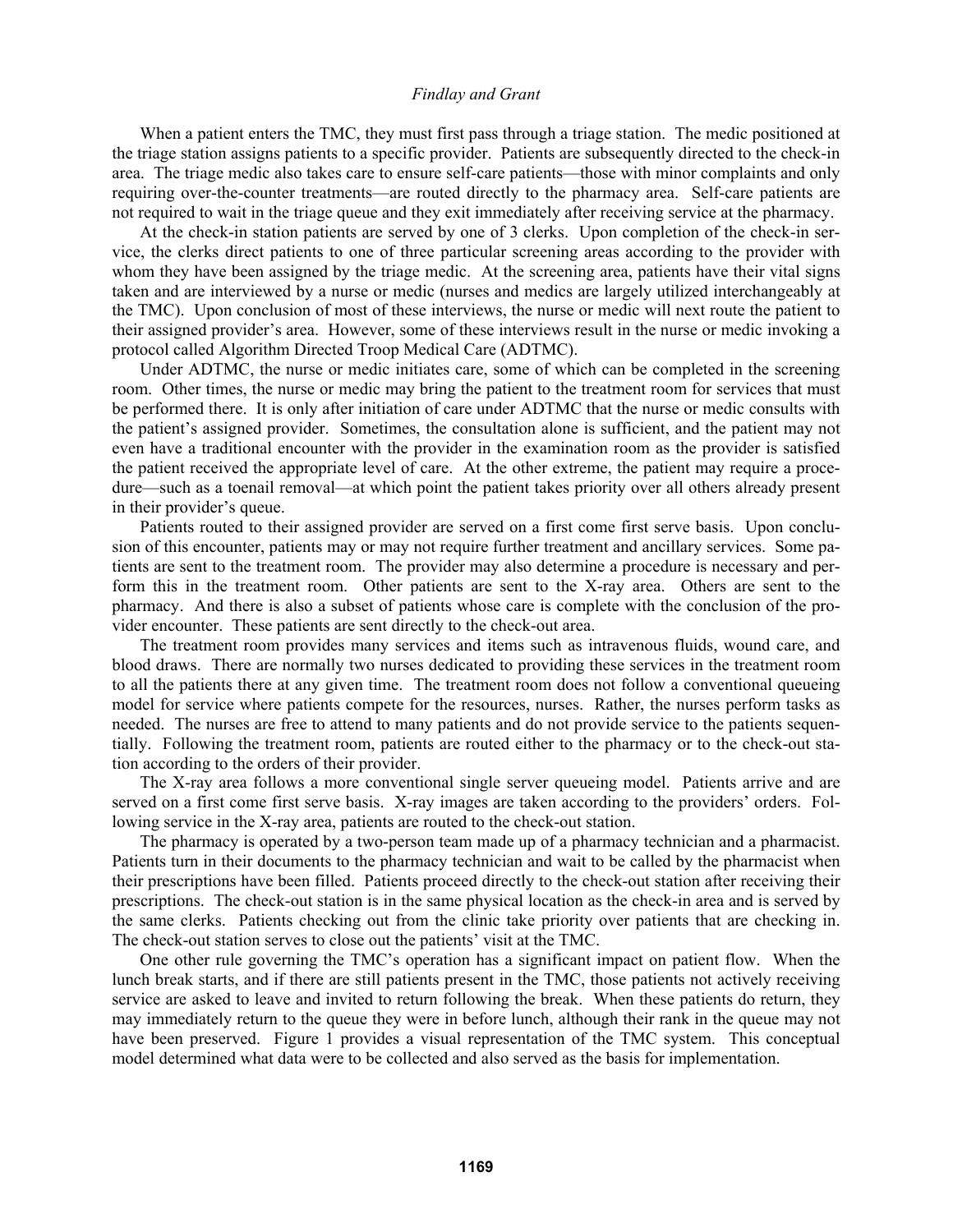When a patient enters the TMC, they must first pass through a triage station. The medic positioned at the triage station assigns patients to a specific provider. Patients are subsequently directed to the check-in area. The triage medic also takes care to ensure self-care patients—those with minor complaints and only requiring over-the-counter treatments—are routed directly to the pharmacy area. Self-care patients are not required to wait in the triage queue and they exit immediately after receiving service at the pharmacy.

At the check-in station patients are served by one of 3 clerks. Upon completion of the check-in service, the clerks direct patients to one of three particular screening areas according to the provider with whom they have been assigned by the triage medic. At the screening area, patients have their vital signs taken and are interviewed by a nurse or medic (nurses and medics are largely utilized interchangeably at the TMC). Upon conclusion of most of these interviews, the nurse or medic will next route the patient to their assigned provider's area. However, some of these interviews result in the nurse or medic invoking a protocol called Algorithm Directed Troop Medical Care (ADTMC).

Under ADTMC, the nurse or medic initiates care, some of which can be completed in the screening room. Other times, the nurse or medic may bring the patient to the treatment room for services that must be performed there. It is only after initiation of care under ADTMC that the nurse or medic consults with the patient's assigned provider. Sometimes, the consultation alone is sufficient, and the patient may not even have a traditional encounter with the provider in the examination room as the provider is satisfied the patient received the appropriate level of care. At the other extreme, the patient may require a procedure—such as a toenail removal—at which point the patient takes priority over all others already present in their provider's queue.

Patients routed to their assigned provider are served on a first come first serve basis. Upon conclusion of this encounter, patients may or may not require further treatment and ancillary services. Some patients are sent to the treatment room. The provider may also determine a procedure is necessary and perform this in the treatment room. Other patients are sent to the X-ray area. Others are sent to the pharmacy. And there is also a subset of patients whose care is complete with the conclusion of the provider encounter. These patients are sent directly to the check-out area.

The treatment room provides many services and items such as intravenous fluids, wound care, and blood draws. There are normally two nurses dedicated to providing these services in the treatment room to all the patients there at any given time. The treatment room does not follow a conventional queueing model for service where patients compete for the resources, nurses. Rather, the nurses perform tasks as needed. The nurses are free to attend to many patients and do not provide service to the patients sequentially. Following the treatment room, patients are routed either to the pharmacy or to the check-out station according to the orders of their provider.

The X-ray area follows a more conventional single server queueing model. Patients arrive and are served on a first come first serve basis. X-ray images are taken according to the providers' orders. Following service in the X-ray area, patients are routed to the check-out station.

The pharmacy is operated by a two-person team made up of a pharmacy technician and a pharmacist. Patients turn in their documents to the pharmacy technician and wait to be called by the pharmacist when their prescriptions have been filled. Patients proceed directly to the check-out station after receiving their prescriptions. The check-out station is in the same physical location as the check-in area and is served by the same clerks. Patients checking out from the clinic take priority over patients that are checking in. The check-out station serves to close out the patients' visit at the TMC.

One other rule governing the TMC's operation has a significant impact on patient flow. When the lunch break starts, and if there are still patients present in the TMC, those patients not actively receiving service are asked to leave and invited to return following the break. When these patients do return, they may immediately return to the queue they were in before lunch, although their rank in the queue may not have been preserved. Figure 1 provides a visual representation of the TMC system. This conceptual model determined what data were to be collected and also served as the basis for implementation.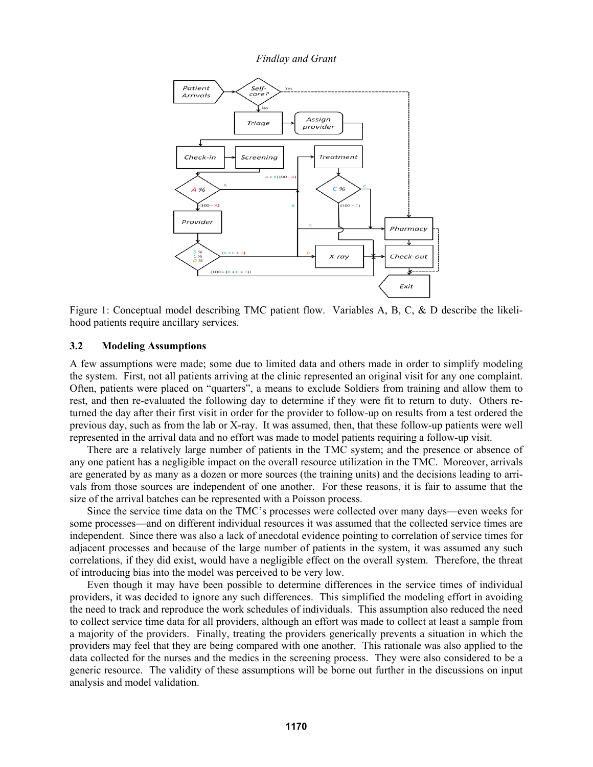Figure 1: Conceptual model describing TMC patient flow. Variables A, B, C, & D describe the likelihood patients require ancillary services.

### 3.2 Modeling Assumptions

A few assumptions were made; some due to limited data and others made in order to simplify modeling the system. First, not all patients arriving at the clinic represented an original visit for any one complaint. Often, patients were placed on "quarters", a means to exclude Soldiers from training and allow them to rest, and then re-evaluated the following day to determine if they were fit to return to duty. Others returned the day after their first visit in order for the provider to follow-up on results from a test ordered the previous day, such as from the lab or X-ray. It was assumed, then, that these follow-up patients were well represented in the arrival data and no effort was made to model patients requiring a follow-up visit.

There are a relatively large number of patients in the TMC system; and the presence or absence of any one patient has a negligible impact on the overall resource utilization in the TMC. Moreover, arrivals are generated by as many as a dozen or more sources (the training units) and the decisions leading to arrivals from those sources are independent of one another. For these reasons, it is fair to assume that the size of the arrival batches can be represented with a Poisson process.

Since the service time data on the TMC's processes were collected over many days—even weeks for some processes—and on different individual resources it was assumed that the collected service times are independent. Since there was also a lack of anecdotal evidence pointing to correlation of service times for adjacent processes and because of the large number of patients in the system, it was assumed any such correlations, if they did exist, would have a negligible effect on the overall system. Therefore, the threat of introducing bias into the model was perceived to be very low.

Even though it may have been possible to determine differences in the service times of individual providers, it was decided to ignore any such differences. This simplified the modeling effort in avoiding the need to track and reproduce the work schedules of individuals. This assumption also reduced the need to collect service time data for all providers, although an effort was made to collect at least a sample from a majority of the providers. Finally, treating the providers generically prevents a situation in which the providers may feel that they are being compared with one another. This rationale was also applied to the data collected for the nurses and the medics in the screening process. They were also considered to be a generic resource. The validity of these assumptions will be borne out further in the discussions on input analysis and model validation.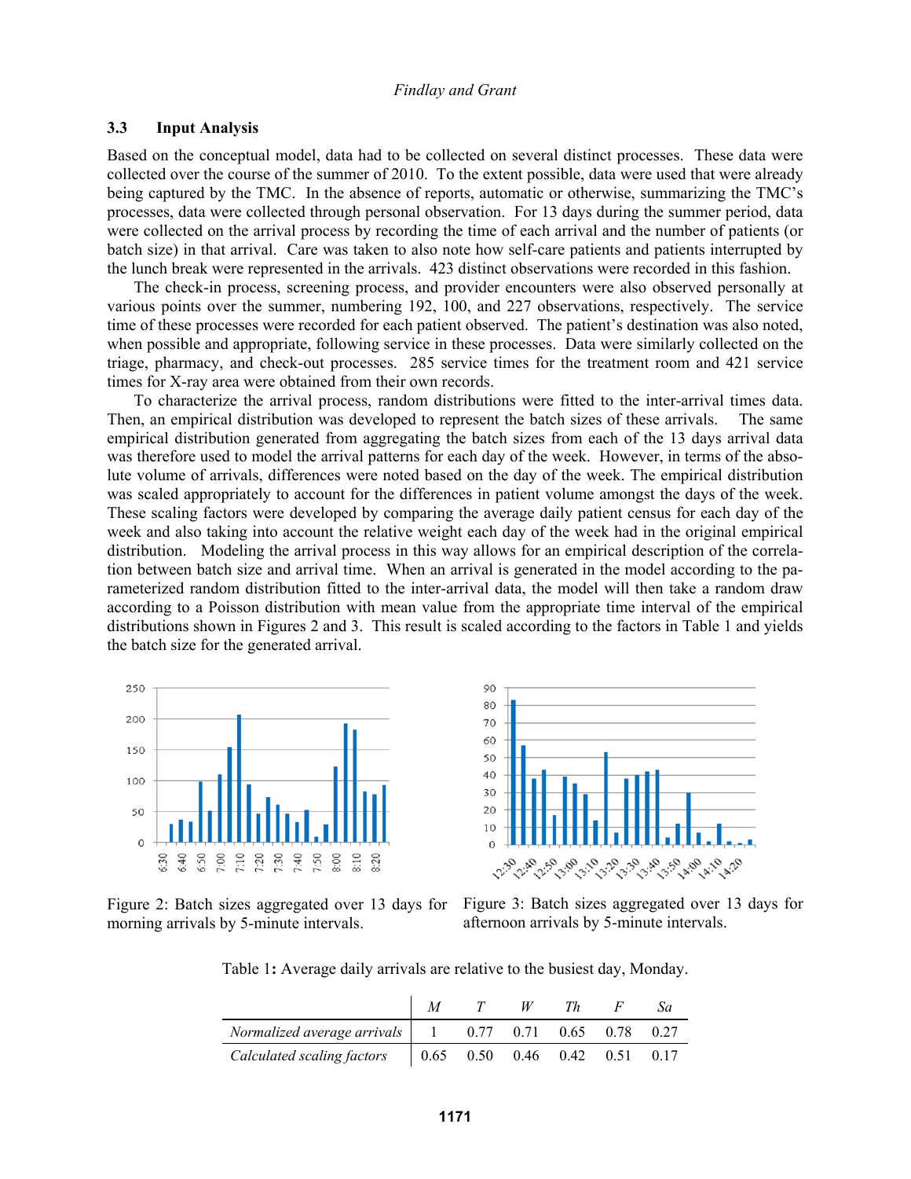### 3.3 Input Analysis

Based on the conceptual model, data had to be collected on several distinct processes. These data were collected over the course of the summer of 2010. To the extent possible, data were used that were already being captured by the TMC. In the absence of reports, automatic or otherwise, summarizing the TMC's processes, data were collected through personal observation. For 13 days during the summer period, data were collected on the arrival process by recording the time of each arrival and the number of patients (or batch size) in that arrival. Care was taken to also note how self-care patients and patients interrupted by the lunch break were represented in the arrivals. 423 distinct observations were recorded in this fashion.

The check-in process, screening process, and provider encounters were also observed personally at various points over the summer, numbering 192, 100, and 227 observations, respectively. The service time of these processes were recorded for each patient observed. The patient's destination was also noted, when possible and appropriate, following service in these processes. Data were similarly collected on the triage, pharmacy, and check-out processes. 285 service times for the treatment room and 421 service times for X-ray area were obtained from their own records.

To characterize the arrival process, random distributions were fitted to the inter-arrival times data. Then, an empirical distribution was developed to represent the batch sizes of these arrivals. The same empirical distribution generated from aggregating the batch sizes from each of the 13 days arrival data was therefore used to model the arrival patterns for each day of the week. However, in terms of the absolute volume of arrivals, differences were noted based on the day of the week. The empirical distribution was scaled appropriately to account for the differences in patient volume amongst the days of the week. These scaling factors were developed by comparing the average daily patient census for each day of the week and also taking into account the relative weight each day of the week had in the original empirical distribution. Modeling the arrival process in this way allows for an empirical description of the correlation between batch size and arrival time. When an arrival is generated in the model according to the parameterized random distribution fitted to the inter-arrival data, the model will then take a random draw according to a Poisson distribution with mean value from the appropriate time interval of the empirical distributions shown in Figures 2 and 3. This result is scaled according to the factors in Table 1 and yields the batch size for the generated arrival.

Figure 2: Batch sizes aggregated over 13 days for morning arrivals by 5-minute intervals.

Figure 3: Batch sizes aggregated over 13 days for afternoon arrivals by 5-minute intervals.

Table 1: Average daily arrivals are relative to the busiest day, Monday.

| | *M* | *T* | *W* | *Th* | *F* | *Sa* |
|---|---|---|---|---|---|---|
| *Normalized average arrivals* | 1 | 0.77 | 0.71 | 0.65 | 0.78 | 0.27 |
| *Calculated scaling factors* | 0.65 | 0.50 | 0.46 | 0.42 | 0.51 | 0.17 |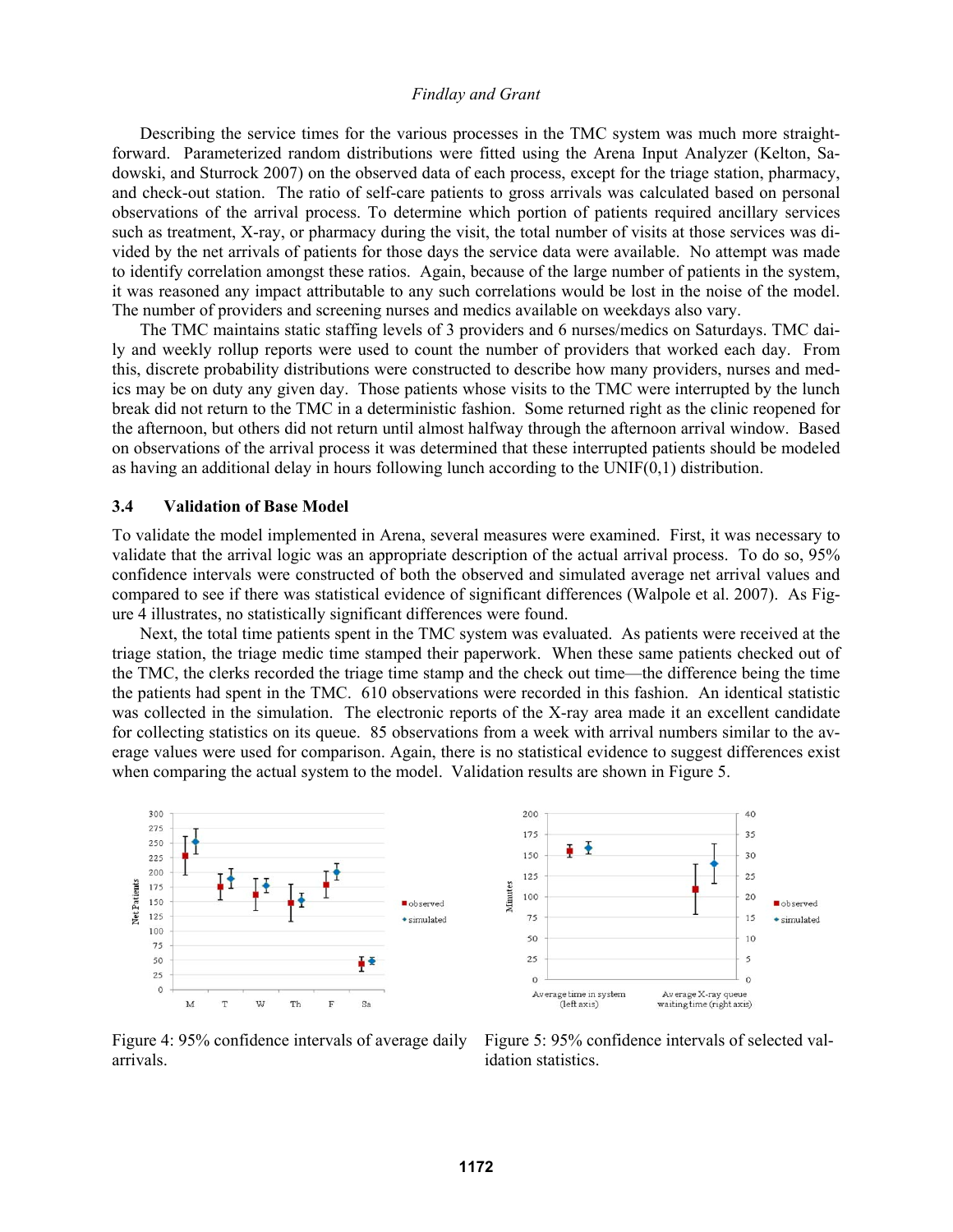Describing the service times for the various processes in the TMC system was much more straightforward. Parameterized random distributions were fitted using the Arena Input Analyzer (Kelton, Sadowski, and Sturrock 2007) on the observed data of each process, except for the triage station, pharmacy, and check-out station. The ratio of self-care patients to gross arrivals was calculated based on personal observations of the arrival process. To determine which portion of patients required ancillary services such as treatment, X-ray, or pharmacy during the visit, the total number of visits at those services was divided by the net arrivals of patients for those days the service data were available. No attempt was made to identify correlation amongst these ratios. Again, because of the large number of patients in the system, it was reasoned any impact attributable to any such correlations would be lost in the noise of the model. The number of providers and screening nurses and medics available on weekdays also vary.

The TMC maintains static staffing levels of 3 providers and 6 nurses/medics on Saturdays. TMC daily and weekly rollup reports were used to count the number of providers that worked each day. From this, discrete probability distributions were constructed to describe how many providers, nurses and medics may be on duty any given day. Those patients whose visits to the TMC were interrupted by the lunch break did not return to the TMC in a deterministic fashion. Some returned right as the clinic reopened for the afternoon, but others did not return until almost halfway through the afternoon arrival window. Based on observations of the arrival process it was determined that these interrupted patients should be modeled as having an additional delay in hours following lunch according to the UNIF(0,1) distribution.

### 3.4 Validation of Base Model

To validate the model implemented in Arena, several measures were examined. First, it was necessary to validate that the arrival logic was an appropriate description of the actual arrival process. To do so, 95% confidence intervals were constructed of both the observed and simulated average net arrival values and compared to see if there was statistical evidence of significant differences (Walpole et al. 2007). As Figure 4 illustrates, no statistically significant differences were found.

Next, the total time patients spent in the TMC system was evaluated. As patients were received at the triage station, the triage medic time stamped their paperwork. When these same patients checked out of the TMC, the clerks recorded the triage time stamp and the check out time—the difference being the time the patients had spent in the TMC. 610 observations were recorded in this fashion. An identical statistic was collected in the simulation. The electronic reports of the X-ray area made it an excellent candidate for collecting statistics on its queue. 85 observations from a week with arrival numbers similar to the average values were used for comparison. Again, there is no statistical evidence to suggest differences exist when comparing the actual system to the model. Validation results are shown in Figure 5.

Figure 4: 95% confidence intervals of average daily arrivals.

Figure 5: 95% confidence intervals of selected validation statistics.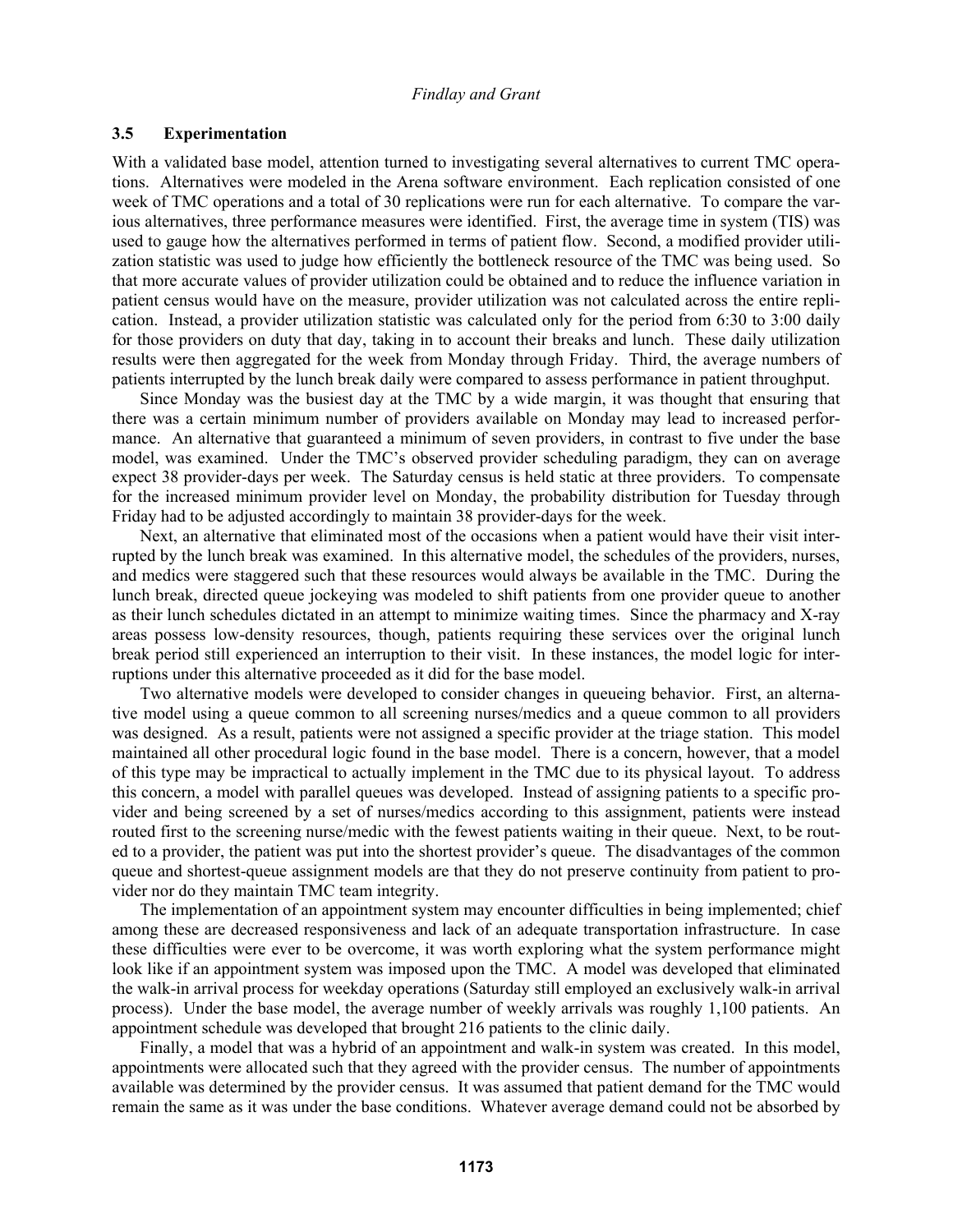### 3.5 Experimentation

With a validated base model, attention turned to investigating several alternatives to current TMC operations. Alternatives were modeled in the Arena software environment. Each replication consisted of one week of TMC operations and a total of 30 replications were run for each alternative. To compare the various alternatives, three performance measures were identified. First, the average time in system (TIS) was used to gauge how the alternatives performed in terms of patient flow. Second, a modified provider utilization statistic was used to judge how efficiently the bottleneck resource of the TMC was being used. So that more accurate values of provider utilization could be obtained and to reduce the influence variation in patient census would have on the measure, provider utilization was not calculated across the entire replication. Instead, a provider utilization statistic was calculated only for the period from 6:30 to 3:00 daily for those providers on duty that day, taking in to account their breaks and lunch. These daily utilization results were then aggregated for the week from Monday through Friday. Third, the average numbers of patients interrupted by the lunch break daily were compared to assess performance in patient throughput.

Since Monday was the busiest day at the TMC by a wide margin, it was thought that ensuring that there was a certain minimum number of providers available on Monday may lead to increased performance. An alternative that guaranteed a minimum of seven providers, in contrast to five under the base model, was examined. Under the TMC's observed provider scheduling paradigm, they can on average expect 38 provider-days per week. The Saturday census is held static at three providers. To compensate for the increased minimum provider level on Monday, the probability distribution for Tuesday through Friday had to be adjusted accordingly to maintain 38 provider-days for the week.

Next, an alternative that eliminated most of the occasions when a patient would have their visit interrupted by the lunch break was examined. In this alternative model, the schedules of the providers, nurses, and medics were staggered such that these resources would always be available in the TMC. During the lunch break, directed queue jockeying was modeled to shift patients from one provider queue to another as their lunch schedules dictated in an attempt to minimize waiting times. Since the pharmacy and X-ray areas possess low-density resources, though, patients requiring these services over the original lunch break period still experienced an interruption to their visit. In these instances, the model logic for interruptions under this alternative proceeded as it did for the base model.

Two alternative models were developed to consider changes in queueing behavior. First, an alternative model using a queue common to all screening nurses/medics and a queue common to all providers was designed. As a result, patients were not assigned a specific provider at the triage station. This model maintained all other procedural logic found in the base model. There is a concern, however, that a model of this type may be impractical to actually implement in the TMC due to its physical layout. To address this concern, a model with parallel queues was developed. Instead of assigning patients to a specific provider and being screened by a set of nurses/medics according to this assignment, patients were instead routed first to the screening nurse/medic with the fewest patients waiting in their queue. Next, to be routed to a provider, the patient was put into the shortest provider's queue. The disadvantages of the common queue and shortest-queue assignment models are that they do not preserve continuity from patient to provider nor do they maintain TMC team integrity.

The implementation of an appointment system may encounter difficulties in being implemented; chief among these are decreased responsiveness and lack of an adequate transportation infrastructure. In case these difficulties were ever to be overcome, it was worth exploring what the system performance might look like if an appointment system was imposed upon the TMC. A model was developed that eliminated the walk-in arrival process for weekday operations (Saturday still employed an exclusively walk-in arrival process). Under the base model, the average number of weekly arrivals was roughly 1,100 patients. An appointment schedule was developed that brought 216 patients to the clinic daily.

Finally, a model that was a hybrid of an appointment and walk-in system was created. In this model, appointments were allocated such that they agreed with the provider census. The number of appointments available was determined by the provider census. It was assumed that patient demand for the TMC would remain the same as it was under the base conditions. Whatever average demand could not be absorbed by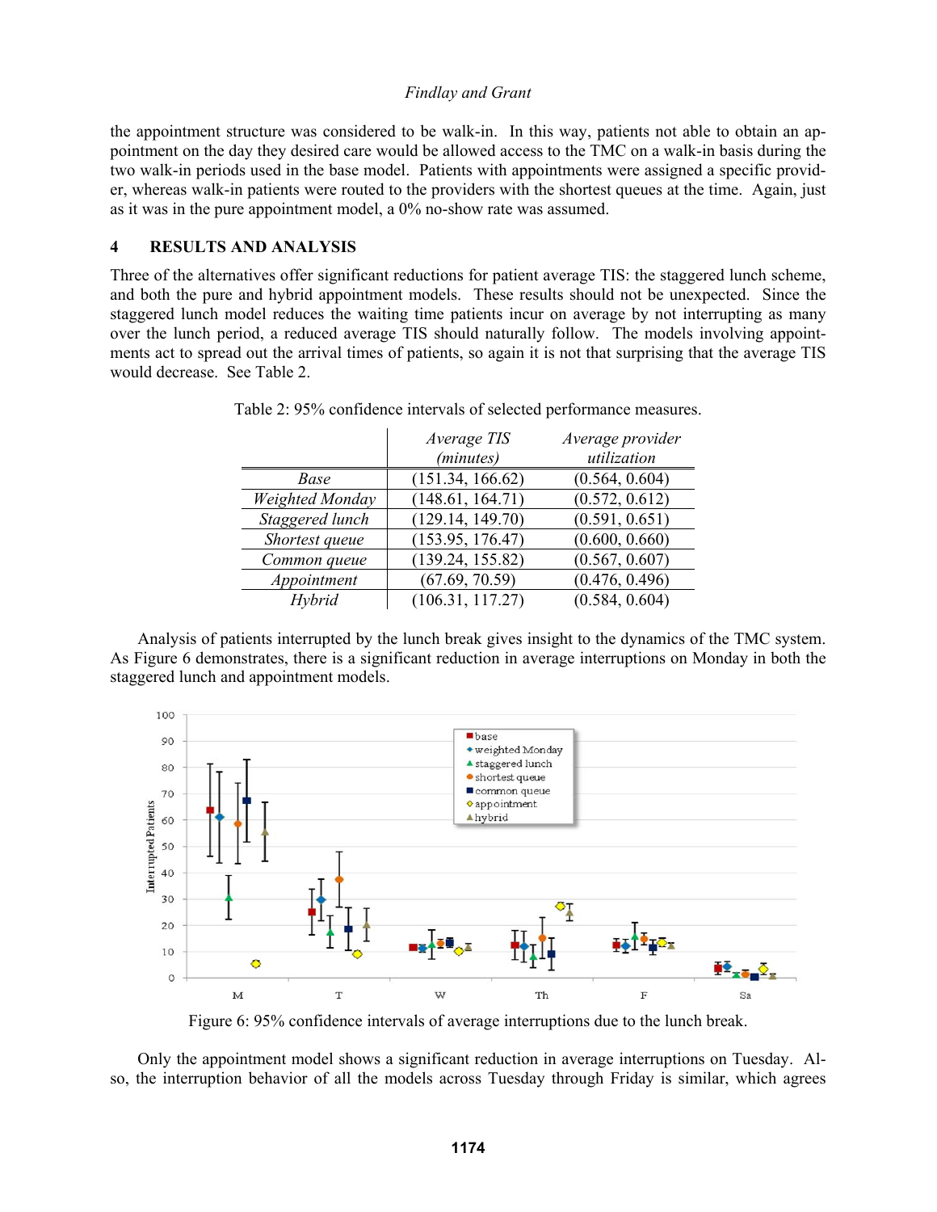the appointment structure was considered to be walk-in. In this way, patients not able to obtain an appointment on the day they desired care would be allowed access to the TMC on a walk-in basis during the two walk-in periods used in the base model. Patients with appointments were assigned a specific provider, whereas walk-in patients were routed to the providers with the shortest queues at the time. Again, just as it was in the pure appointment model, a 0% no-show rate was assumed.

## 4 RESULTS AND ANALYSIS

Three of the alternatives offer significant reductions for patient average TIS: the staggered lunch scheme, and both the pure and hybrid appointment models. These results should not be unexpected. Since the staggered lunch model reduces the waiting time patients incur on average by not interrupting as many over the lunch period, a reduced average TIS should naturally follow. The models involving appointments act to spread out the arrival times of patients, so again it is not that surprising that the average TIS would decrease. See Table 2.

Table 2: 95% confidence intervals of selected performance measures.

| | *Average TIS (minutes)* | *Average provider utilization* |
|---|---|---|
| *Base* | (151.34, 166.62) | (0.564, 0.604) |
| *Weighted Monday* | (148.61, 164.71) | (0.572, 0.612) |
| *Staggered lunch* | (129.14, 149.70) | (0.591, 0.651) |
| *Shortest queue* | (153.95, 176.47) | (0.600, 0.660) |
| *Common queue* | (139.24, 155.82) | (0.567, 0.607) |
| *Appointment* | (67.69, 70.59) | (0.476, 0.496) |
| *Hybrid* | (106.31, 117.27) | (0.584, 0.604) |

Analysis of patients interrupted by the lunch break gives insight to the dynamics of the TMC system. As Figure 6 demonstrates, there is a significant reduction in average interruptions on Monday in both the staggered lunch and appointment models.

Figure 6: 95% confidence intervals of average interruptions due to the lunch break.

Only the appointment model shows a significant reduction in average interruptions on Tuesday. Also, the interruption behavior of all the models across Tuesday through Friday is similar, which agrees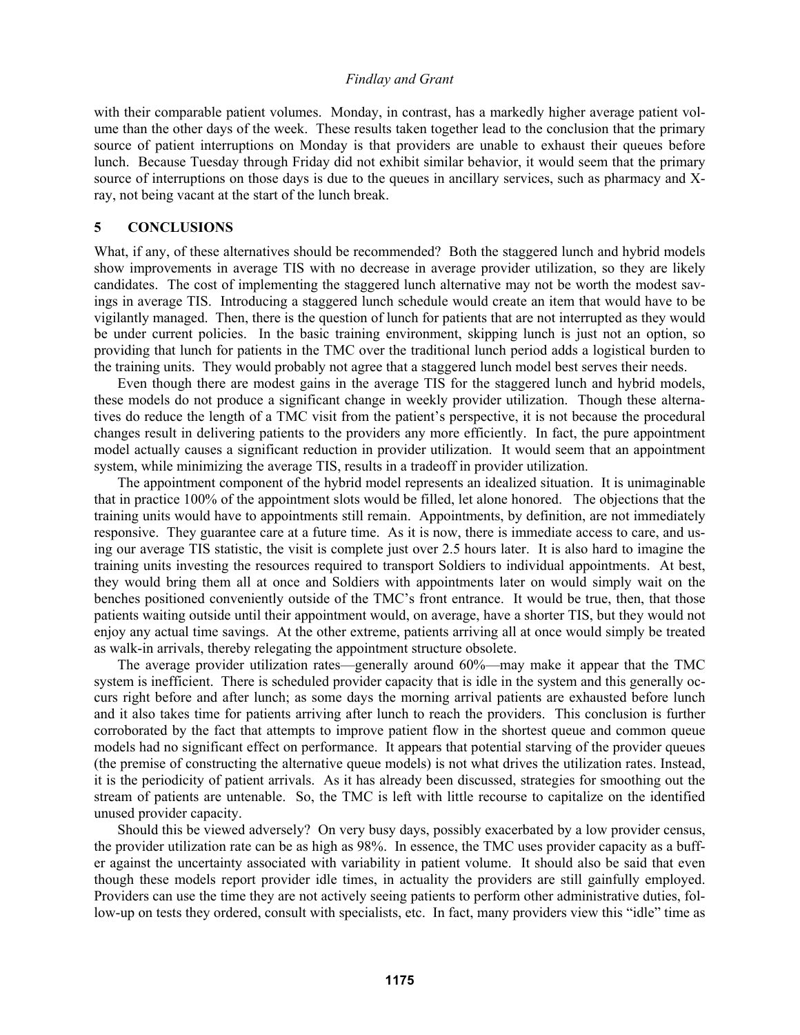with their comparable patient volumes. Monday, in contrast, has a markedly higher average patient volume than the other days of the week. These results taken together lead to the conclusion that the primary source of patient interruptions on Monday is that providers are unable to exhaust their queues before lunch. Because Tuesday through Friday did not exhibit similar behavior, it would seem that the primary source of interruptions on those days is due to the queues in ancillary services, such as pharmacy and X-ray, not being vacant at the start of the lunch break.

## 5 CONCLUSIONS

What, if any, of these alternatives should be recommended? Both the staggered lunch and hybrid models show improvements in average TIS with no decrease in average provider utilization, so they are likely candidates. The cost of implementing the staggered lunch alternative may not be worth the modest savings in average TIS. Introducing a staggered lunch schedule would create an item that would have to be vigilantly managed. Then, there is the question of lunch for patients that are not interrupted as they would be under current policies. In the basic training environment, skipping lunch is just not an option, so providing that lunch for patients in the TMC over the traditional lunch period adds a logistical burden to the training units. They would probably not agree that a staggered lunch model best serves their needs.

Even though there are modest gains in the average TIS for the staggered lunch and hybrid models, these models do not produce a significant change in weekly provider utilization. Though these alternatives do reduce the length of a TMC visit from the patient's perspective, it is not because the procedural changes result in delivering patients to the providers any more efficiently. In fact, the pure appointment model actually causes a significant reduction in provider utilization. It would seem that an appointment system, while minimizing the average TIS, results in a tradeoff in provider utilization.

The appointment component of the hybrid model represents an idealized situation. It is unimaginable that in practice 100% of the appointment slots would be filled, let alone honored. The objections that the training units would have to appointments still remain. Appointments, by definition, are not immediately responsive. They guarantee care at a future time. As it is now, there is immediate access to care, and using our average TIS statistic, the visit is complete just over 2.5 hours later. It is also hard to imagine the training units investing the resources required to transport Soldiers to individual appointments. At best, they would bring them all at once and Soldiers with appointments later on would simply wait on the benches positioned conveniently outside of the TMC's front entrance. It would be true, then, that those patients waiting outside until their appointment would, on average, have a shorter TIS, but they would not enjoy any actual time savings. At the other extreme, patients arriving all at once would simply be treated as walk-in arrivals, thereby relegating the appointment structure obsolete.

The average provider utilization rates—generally around 60%—may make it appear that the TMC system is inefficient. There is scheduled provider capacity that is idle in the system and this generally occurs right before and after lunch; as some days the morning arrival patients are exhausted before lunch and it also takes time for patients arriving after lunch to reach the providers. This conclusion is further corroborated by the fact that attempts to improve patient flow in the shortest queue and common queue models had no significant effect on performance. It appears that potential starving of the provider queues (the premise of constructing the alternative queue models) is not what drives the utilization rates. Instead, it is the periodicity of patient arrivals. As it has already been discussed, strategies for smoothing out the stream of patients are untenable. So, the TMC is left with little recourse to capitalize on the identified unused provider capacity.

Should this be viewed adversely? On very busy days, possibly exacerbated by a low provider census, the provider utilization rate can be as high as 98%. In essence, the TMC uses provider capacity as a buffer against the uncertainty associated with variability in patient volume. It should also be said that even though these models report provider idle times, in actuality the providers are still gainfully employed. Providers can use the time they are not actively seeing patients to perform other administrative duties, follow-up on tests they ordered, consult with specialists, etc. In fact, many providers view this "idle" time as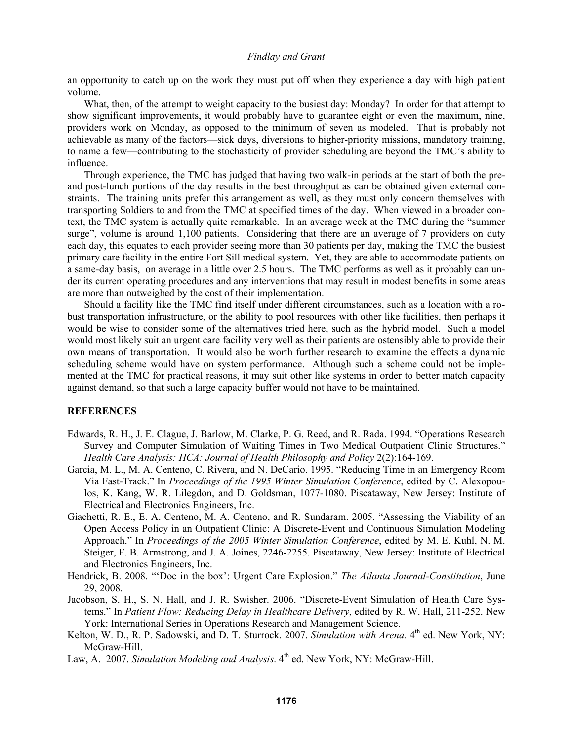an opportunity to catch up on the work they must put off when they experience a day with high patient volume.

What, then, of the attempt to weight capacity to the busiest day: Monday? In order for that attempt to show significant improvements, it would probably have to guarantee eight or even the maximum, nine, providers work on Monday, as opposed to the minimum of seven as modeled. That is probably not achievable as many of the factors—sick days, diversions to higher-priority missions, mandatory training, to name a few—contributing to the stochasticity of provider scheduling are beyond the TMC's ability to influence.

Through experience, the TMC has judged that having two walk-in periods at the start of both the pre- and post-lunch portions of the day results in the best throughput as can be obtained given external constraints. The training units prefer this arrangement as well, as they must only concern themselves with transporting Soldiers to and from the TMC at specified times of the day. When viewed in a broader context, the TMC system is actually quite remarkable. In an average week at the TMC during the "summer surge", volume is around 1,100 patients. Considering that there are an average of 7 providers on duty each day, this equates to each provider seeing more than 30 patients per day, making the TMC the busiest primary care facility in the entire Fort Sill medical system. Yet, they are able to accommodate patients on a same-day basis, on average in a little over 2.5 hours. The TMC performs as well as it probably can under its current operating procedures and any interventions that may result in modest benefits in some areas are more than outweighed by the cost of their implementation.

Should a facility like the TMC find itself under different circumstances, such as a location with a robust transportation infrastructure, or the ability to pool resources with other like facilities, then perhaps it would be wise to consider some of the alternatives tried here, such as the hybrid model. Such a model would most likely suit an urgent care facility very well as their patients are ostensibly able to provide their own means of transportation. It would also be worth further research to examine the effects a dynamic scheduling scheme would have on system performance. Although such a scheme could not be implemented at the TMC for practical reasons, it may suit other like systems in order to better match capacity against demand, so that such a large capacity buffer would not have to be maintained.

## REFERENCES

Edwards, R. H., J. E. Clague, J. Barlow, M. Clarke, P. G. Reed, and R. Rada. 1994. "Operations Research Survey and Computer Simulation of Waiting Times in Two Medical Outpatient Clinic Structures." *Health Care Analysis: HCA: Journal of Health Philosophy and Policy* 2(2):164-169.

Garcia, M. L., M. A. Centeno, C. Rivera, and N. DeCario. 1995. "Reducing Time in an Emergency Room Via Fast-Track." In *Proceedings of the 1995 Winter Simulation Conference*, edited by C. Alexopoulos, K. Kang, W. R. Lilegdon, and D. Goldsman, 1077-1080. Piscataway, New Jersey: Institute of Electrical and Electronics Engineers, Inc.

Giachetti, R. E., E. A. Centeno, M. A. Centeno, and R. Sundaram. 2005. "Assessing the Viability of an Open Access Policy in an Outpatient Clinic: A Discrete-Event and Continuous Simulation Modeling Approach." In *Proceedings of the 2005 Winter Simulation Conference*, edited by M. E. Kuhl, N. M. Steiger, F. B. Armstrong, and J. A. Joines, 2246-2255. Piscataway, New Jersey: Institute of Electrical and Electronics Engineers, Inc.

Hendrick, B. 2008. "'Doc in the box': Urgent Care Explosion." *The Atlanta Journal-Constitution*, June 29, 2008.

Jacobson, S. H., S. N. Hall, and J. R. Swisher. 2006. "Discrete-Event Simulation of Health Care Systems." In *Patient Flow: Reducing Delay in Healthcare Delivery*, edited by R. W. Hall, 211-252. New York: International Series in Operations Research and Management Science.

Kelton, W. D., R. P. Sadowski, and D. T. Sturrock. 2007. *Simulation with Arena.* 4th ed. New York, NY: McGraw-Hill.

Law, A. 2007. *Simulation Modeling and Analysis*. 4th ed. New York, NY: McGraw-Hill.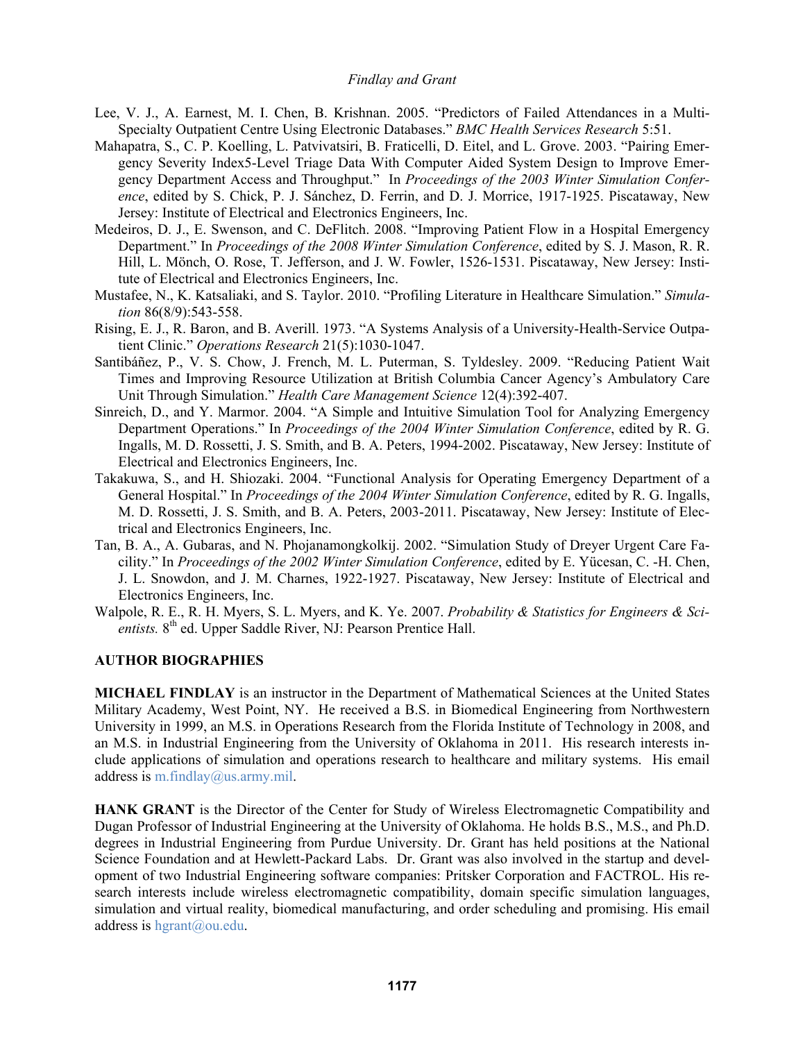Lee, V. J., A. Earnest, M. I. Chen, B. Krishnan. 2005. "Predictors of Failed Attendances in a Multi-Specialty Outpatient Centre Using Electronic Databases." *BMC Health Services Research* 5:51.

Mahapatra, S., C. P. Koelling, L. Patvivatsiri, B. Fraticelli, D. Eitel, and L. Grove. 2003. "Pairing Emergency Severity Index5-Level Triage Data With Computer Aided System Design to Improve Emergency Department Access and Throughput." In *Proceedings of the 2003 Winter Simulation Conference*, edited by S. Chick, P. J. Sánchez, D. Ferrin, and D. J. Morrice, 1917-1925. Piscataway, New Jersey: Institute of Electrical and Electronics Engineers, Inc.

Medeiros, D. J., E. Swenson, and C. DeFlitch. 2008. "Improving Patient Flow in a Hospital Emergency Department." In *Proceedings of the 2008 Winter Simulation Conference*, edited by S. J. Mason, R. R. Hill, L. Mönch, O. Rose, T. Jefferson, and J. W. Fowler, 1526-1531. Piscataway, New Jersey: Institute of Electrical and Electronics Engineers, Inc.

Mustafee, N., K. Katsaliaki, and S. Taylor. 2010. "Profiling Literature in Healthcare Simulation." *Simulation* 86(8/9):543-558.

Rising, E. J., R. Baron, and B. Averill. 1973. "A Systems Analysis of a University-Health-Service Outpatient Clinic." *Operations Research* 21(5):1030-1047.

Santibáñez, P., V. S. Chow, J. French, M. L. Puterman, S. Tyldesley. 2009. "Reducing Patient Wait Times and Improving Resource Utilization at British Columbia Cancer Agency's Ambulatory Care Unit Through Simulation." *Health Care Management Science* 12(4):392-407.

Sinreich, D., and Y. Marmor. 2004. "A Simple and Intuitive Simulation Tool for Analyzing Emergency Department Operations." In *Proceedings of the 2004 Winter Simulation Conference*, edited by R. G. Ingalls, M. D. Rossetti, J. S. Smith, and B. A. Peters, 1994-2002. Piscataway, New Jersey: Institute of Electrical and Electronics Engineers, Inc.

Takakuwa, S., and H. Shiozaki. 2004. "Functional Analysis for Operating Emergency Department of a General Hospital." In *Proceedings of the 2004 Winter Simulation Conference*, edited by R. G. Ingalls, M. D. Rossetti, J. S. Smith, and B. A. Peters, 2003-2011. Piscataway, New Jersey: Institute of Electrical and Electronics Engineers, Inc.

Tan, B. A., A. Gubaras, and N. Phojanamongkolkij. 2002. "Simulation Study of Dreyer Urgent Care Facility." In *Proceedings of the 2002 Winter Simulation Conference*, edited by E. Yücesan, C. -H. Chen, J. L. Snowdon, and J. M. Charnes, 1922-1927. Piscataway, New Jersey: Institute of Electrical and Electronics Engineers, Inc.

Walpole, R. E., R. H. Myers, S. L. Myers, and K. Ye. 2007. *Probability & Statistics for Engineers & Scientists.* 8th ed. Upper Saddle River, NJ: Pearson Prentice Hall.

## AUTHOR BIOGRAPHIES

**MICHAEL FINDLAY** is an instructor in the Department of Mathematical Sciences at the United States Military Academy, West Point, NY. He received a B.S. in Biomedical Engineering from Northwestern University in 1999, an M.S. in Operations Research from the Florida Institute of Technology in 2008, and an M.S. in Industrial Engineering from the University of Oklahoma in 2011. His research interests include applications of simulation and operations research to healthcare and military systems. His email address is m.findlay@us.army.mil.

**HANK GRANT** is the Director of the Center for Study of Wireless Electromagnetic Compatibility and Dugan Professor of Industrial Engineering at the University of Oklahoma. He holds B.S., M.S., and Ph.D. degrees in Industrial Engineering from Purdue University. Dr. Grant has held positions at the National Science Foundation and at Hewlett-Packard Labs. Dr. Grant was also involved in the startup and development of two Industrial Engineering software companies: Pritsker Corporation and FACTROL. His research interests include wireless electromagnetic compatibility, domain specific simulation languages, simulation and virtual reality, biomedical manufacturing, and order scheduling and promising. His email address is hgrant@ou.edu.